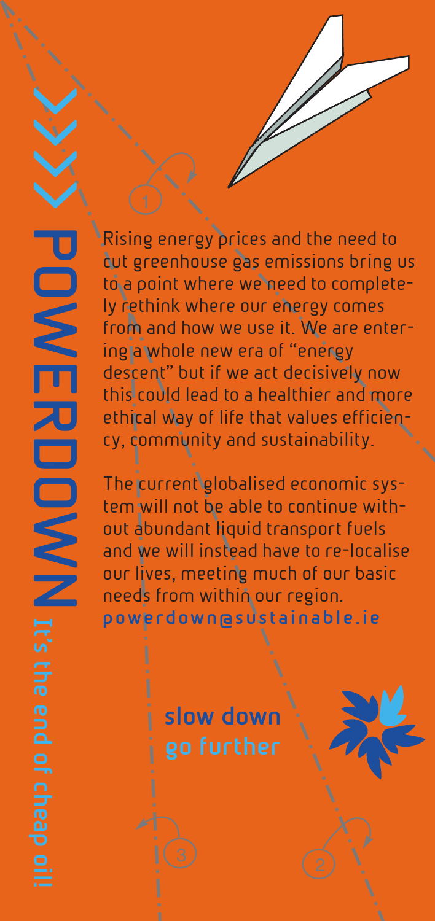# POWERDOWN

**It's the end of cheap oil!**

Rising energy prices and the need to cut greenhouse gas emissions bring us to a point where we need to completely rethink where our energy comes from and how we use it. We are entering a whole new era of "energy descent" but if we act decisively now this could lead to a healthier and more ethical way of life that values efficiency, community and sustainability.

The current globalised economic system will not be able to continue without abundant liquid transport fuels and we will instead have to re-localise our lives, meeting much of our basic needs from within our region.

powerdown@sustainable.ie

**slow down**
**go further**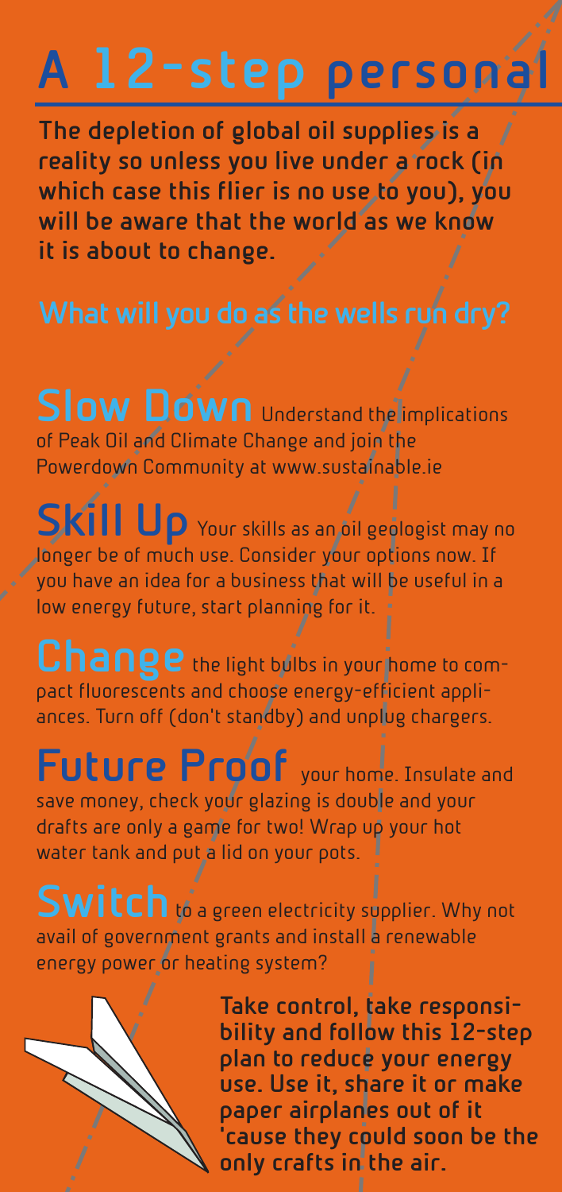# A 12-step personal

**The depletion of global oil supplies is a reality so unless you live under a rock (in which case this flier is no use to you), you will be aware that the world as we know it is about to change.**

## What will you do as the wells run dry?

**Slow Down** Understand the implications of Peak Oil and Climate Change and join the Powerdown Community at www.sustainable.ie

**Skill Up** Your skills as an oil geologist may no longer be of much use. Consider your options now. If you have an idea for a business that will be useful in a low energy future, start planning for it.

**Change** the light bulbs in your home to compact fluorescents and choose energy-efficient appliances. Turn off (don't standby) and unplug chargers.

**Future Proof** your home. Insulate and save money, check your glazing is double and your drafts are only a game for two! Wrap up your hot water tank and put a lid on your pots.

**Switch** to a green electricity supplier. Why not avail of government grants and install a renewable energy power or heating system?

**Take control, take responsibility and follow this 12-step plan to reduce your energy use. Use it, share it or make paper airplanes out of it 'cause they could soon be the only crafts in the air.**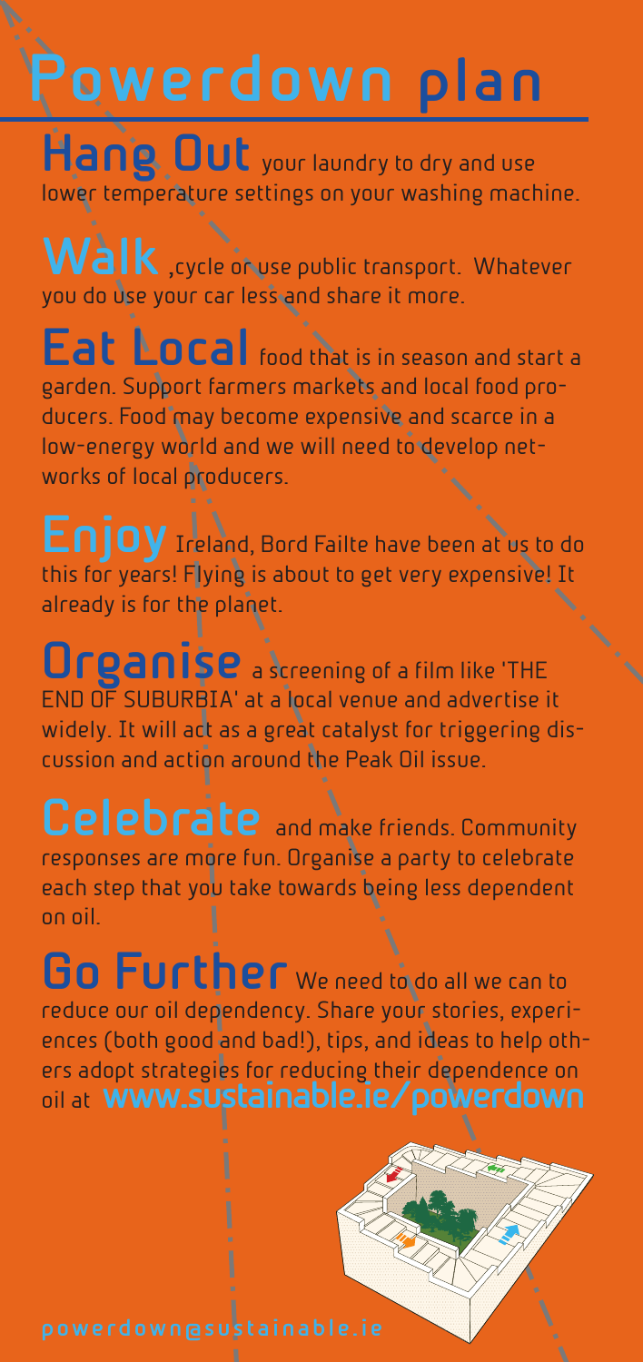# Powerdown plan

**Hang Out** your laundry to dry and use lower temperature settings on your washing machine.

**Walk**, cycle or use public transport. Whatever you do use your car less and share it more.

**Eat Local** food that is in season and start a garden. Support farmers markets and local food producers. Food may become expensive and scarce in a low-energy world and we will need to develop networks of local producers.

**Enjoy** Ireland, Bord Failte have been at us to do this for years! Flying is about to get very expensive! It already is for the planet.

**Organise** a screening of a film like 'THE END OF SUBURBIA' at a local venue and advertise it widely. It will act as a great catalyst for triggering discussion and action around the Peak Oil issue.

**Celebrate** and make friends. Community responses are more fun. Organise a party to celebrate each step that you take towards being less dependent on oil.

**Go Further** We need to do all we can to reduce our oil dependency. Share your stories, experiences (both good and bad!), tips, and ideas to help others adopt strategies for reducing their dependence on oil at **www.sustainable.ie/powerdown**

powerdown@sustainable.ie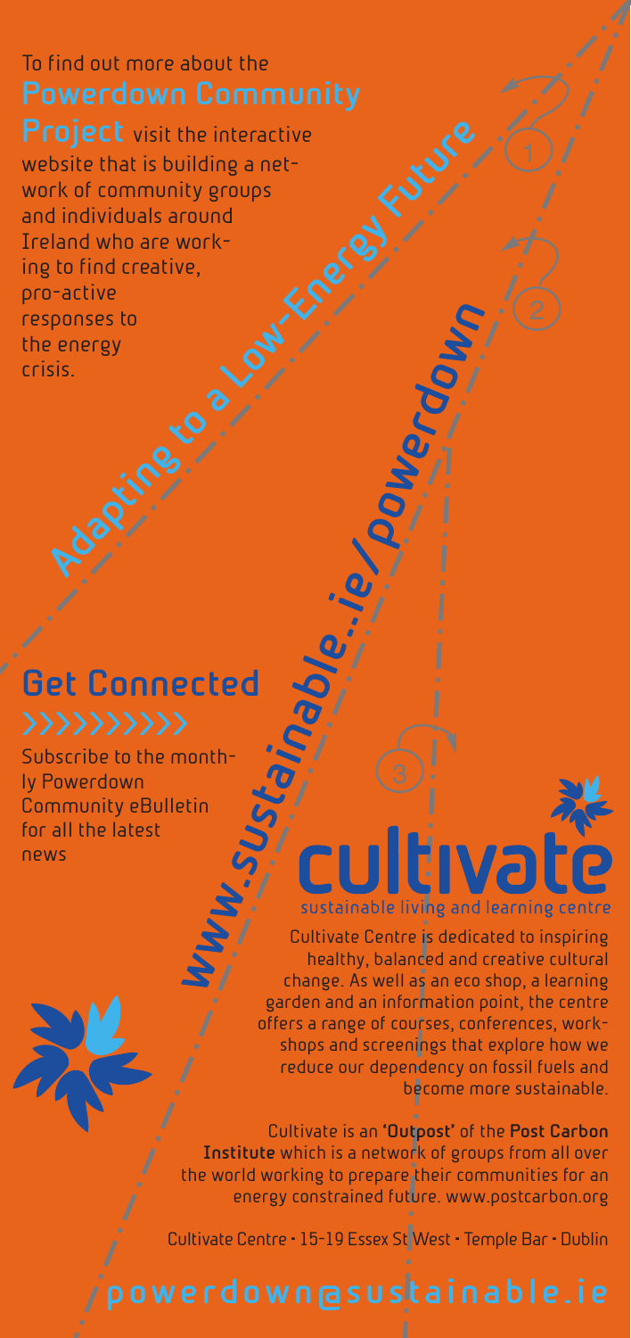To find out more about the **Powerdown Community Project** visit the interactive website that is building a network of community groups and individuals around Ireland who are working to find creative, pro-active responses to the energy crisis.

**Adapting to a Low-Energy Future**

**www.sustainable.ie/powerdown**

## Get Connected

>>>>>>>>>>

Subscribe to the monthly Powerdown Community eBulletin for all the latest news

1

2

3

# cultivate

sustainable living and learning centre

Cultivate Centre is dedicated to inspiring healthy, balanced and creative cultural change. As well as an eco shop, a learning garden and an information point, the centre offers a range of courses, conferences, workshops and screenings that explore how we reduce our dependency on fossil fuels and become more sustainable.

Cultivate is an **'Outpost'** of the **Post Carbon Institute** which is a network of groups from all over the world working to prepare their communities for an energy constrained future. www.postcarbon.org

Cultivate Centre • 15-19 Essex St West • Temple Bar • Dublin

**powerdown@sustainable.ie**